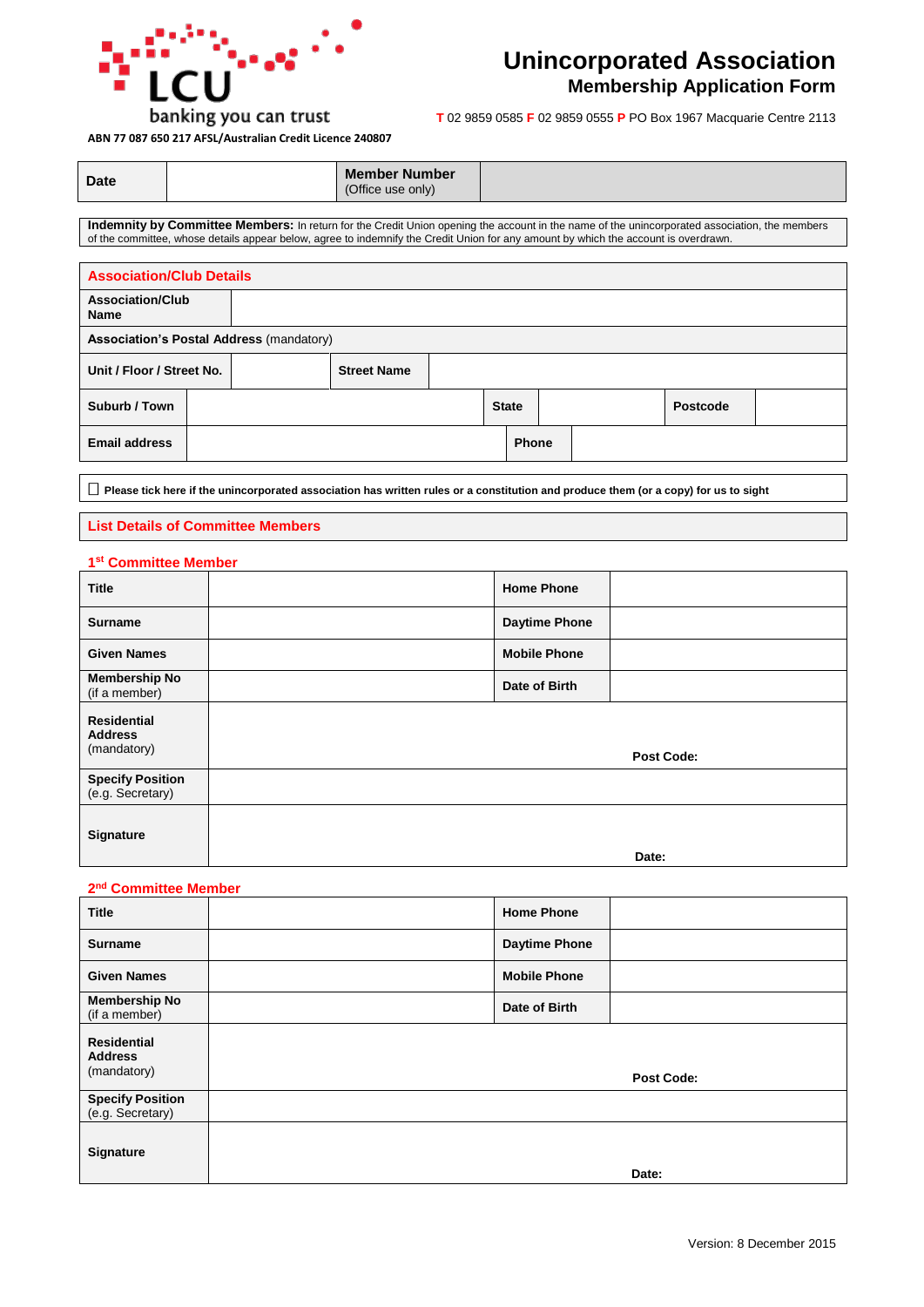LCU

banking you can trust

ABN 77 087 650 217 AFSL/Australian Credit Licence 240807

# Unincorporated Association
## Membership Application Form

**T** 02 9859 0585 **F** 02 9859 0555 **P** PO Box 1967 Macquarie Centre 2113

| Date | | Member Number (Office use only) | |
|---|---|---|---|

**Indemnity by Committee Members:** In return for the Credit Union opening the account in the name of the unincorporated association, the members of the committee, whose details appear below, agree to indemnify the Credit Union for any amount by which the account is overdrawn.

## Association/Club Details

| Association/Club Name | | | | | |
|---|---|---|---|---|---|
| **Association's Postal Address** (mandatory) | | | | | |
| Unit / Floor / Street No. | | Street Name | | | |
| Suburb / Town | | State | | Postcode | |
| Email address | | Phone | | | |

☐ Please tick here if the unincorporated association has written rules or a constitution and produce them (or a copy) for us to sight

## List Details of Committee Members

### 1st Committee Member

| Title | | Home Phone | |
|---|---|---|---|
| Surname | | Daytime Phone | |
| Given Names | | Mobile Phone | |
| Membership No (if a member) | | Date of Birth | |
| Residential Address (mandatory) | Post Code: | | |
| Specify Position (e.g. Secretary) | | | |
| Signature | Date: | | |

### 2nd Committee Member

| Title | | Home Phone | |
|---|---|---|---|
| Surname | | Daytime Phone | |
| Given Names | | Mobile Phone | |
| Membership No (if a member) | | Date of Birth | |
| Residential Address (mandatory) | Post Code: | | |
| Specify Position (e.g. Secretary) | | | |
| Signature | Date: | | |

Version: 8 December 2015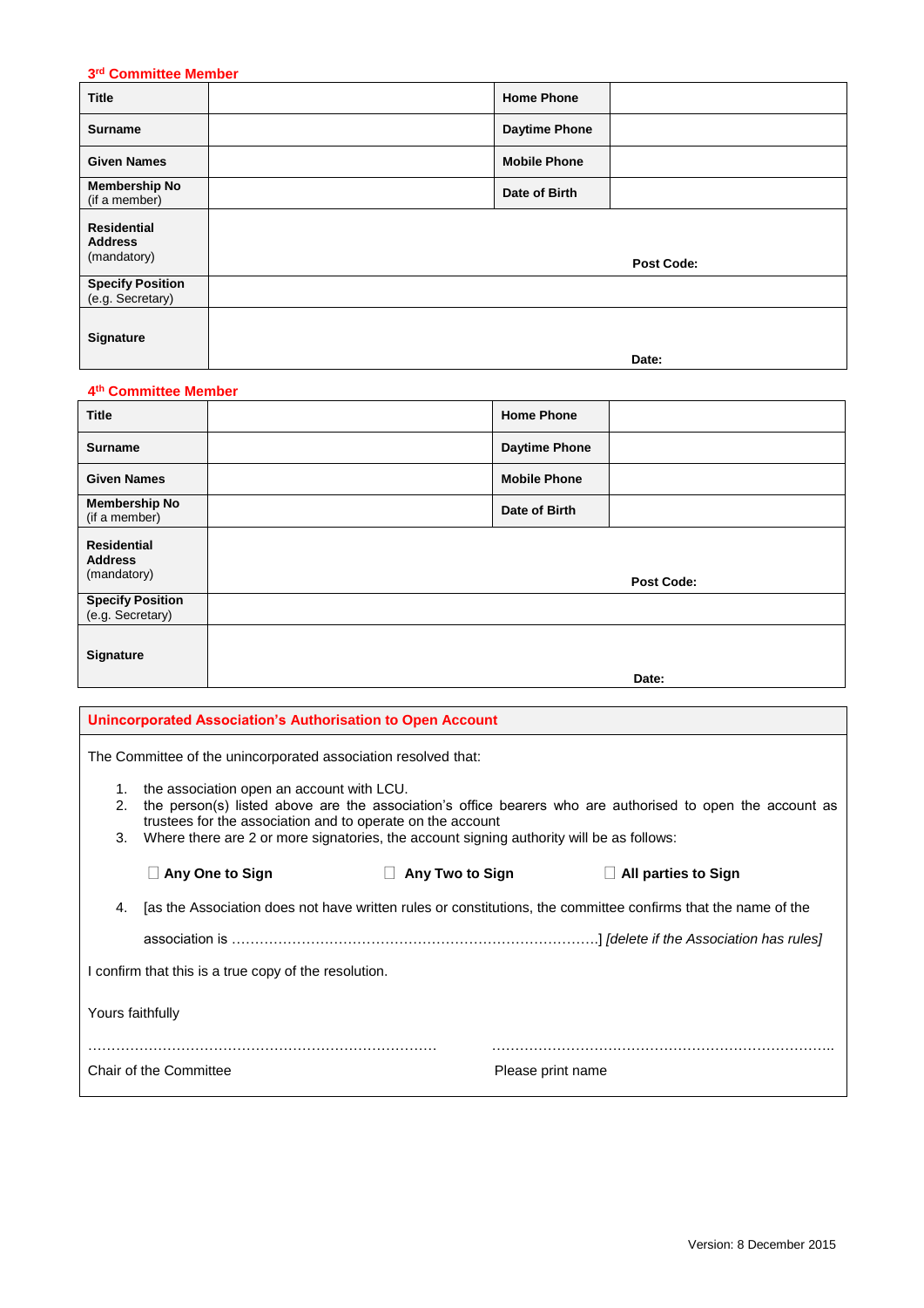### 3rd Committee Member

| Title | | Home Phone | |
|---|---|---|---|
| Surname | | Daytime Phone | |
| Given Names | | Mobile Phone | |
| Membership No (if a member) | | Date of Birth | |
| Residential Address (mandatory) | Post Code: | | |
| Specify Position (e.g. Secretary) | | | |
| Signature | Date: | | |

### 4th Committee Member

| Title | | Home Phone | |
|---|---|---|---|
| Surname | | Daytime Phone | |
| Given Names | | Mobile Phone | |
| Membership No (if a member) | | Date of Birth | |
| Residential Address (mandatory) | Post Code: | | |
| Specify Position (e.g. Secretary) | | | |
| Signature | Date: | | |

### Unincorporated Association's Authorisation to Open Account

The Committee of the unincorporated association resolved that:

1. the association open an account with LCU.
2. the person(s) listed above are the association's office bearers who are authorised to open the account as trustees for the association and to operate on the account
3. Where there are 2 or more signatories, the account signing authority will be as follows:

   ☐ **Any One to Sign** ☐ **Any Two to Sign** ☐ **All parties to Sign**

4. [as the Association does not have written rules or constitutions, the committee confirms that the name of the association is …………………………………………………………………….] *[delete if the Association has rules]*

I confirm that this is a true copy of the resolution.

Yours faithfully

……………………………………………………………… ………………………………………………………………

Chair of the Committee Please print name

Version: 8 December 2015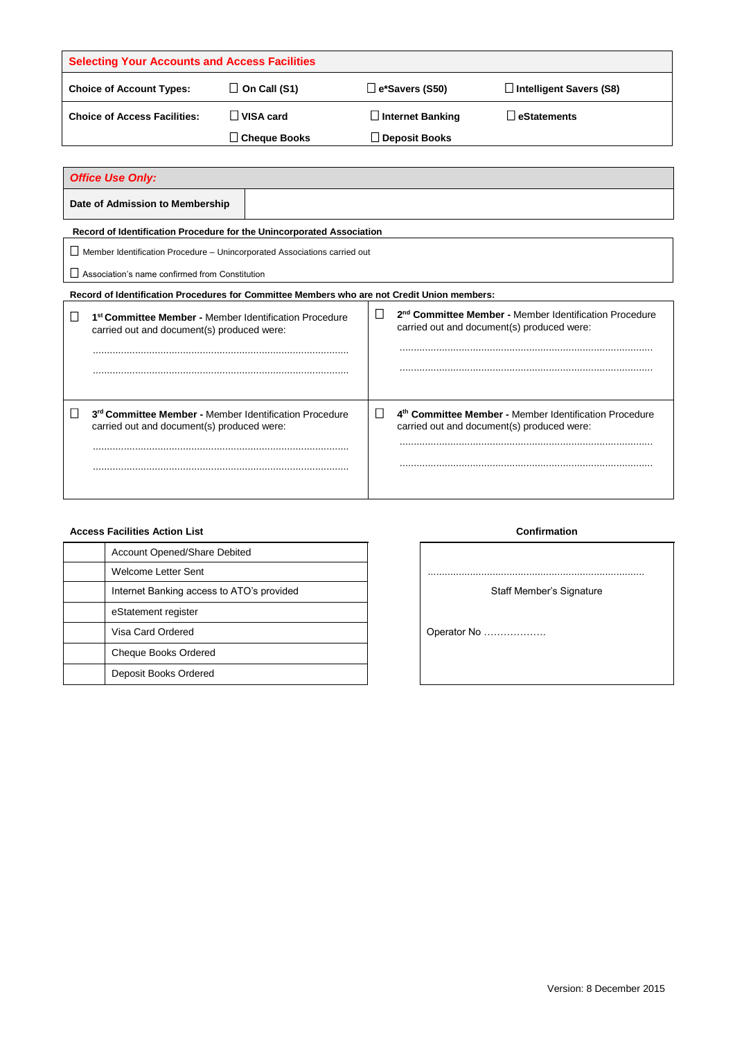| Selecting Your Accounts and Access Facilities | | | |
|---|---|---|---|
| **Choice of Account Types:** | ☐ **On Call (S1)** | ☐ **e*Savers (S50)** | ☐ **Intelligent Savers (S8)** |
| **Choice of Access Facilities:** | ☐ **VISA card** | ☐ **Internet Banking** | ☐ **eStatements** |
| | ☐ **Cheque Books** | ☐ **Deposit Books** | |

***Office Use Only:***

| **Date of Admission to Membership** | |
|---|---|

**Record of Identification Procedure for the Unincorporated Association**

☐ Member Identification Procedure – Unincorporated Associations carried out

☐ Association's name confirmed from Constitution

**Record of Identification Procedures for Committee Members who are not Credit Union members:**

| | |
|---|---|
| ☐ **1st Committee Member -** Member Identification Procedure carried out and document(s) produced were:<br><br>.........................................................................................<br><br>......................................................................................... | ☐ **2nd Committee Member -** Member Identification Procedure carried out and document(s) produced were:<br><br>.........................................................................................<br><br>......................................................................................... |
| ☐ **3rd Committee Member -** Member Identification Procedure carried out and document(s) produced were:<br><br>.........................................................................................<br><br>......................................................................................... | ☐ **4th Committee Member -** Member Identification Procedure carried out and document(s) produced were:<br><br>.........................................................................................<br><br>......................................................................................... |

**Access Facilities Action List**

| | |
|---|---|
| | Account Opened/Share Debited |
| | Welcome Letter Sent |
| | Internet Banking access to ATO's provided |
| | eStatement register |
| | Visa Card Ordered |
| | Cheque Books Ordered |
| | Deposit Books Ordered |

**Confirmation**

............................................................................

Staff Member's Signature

Operator No ……………….

Version: 8 December 2015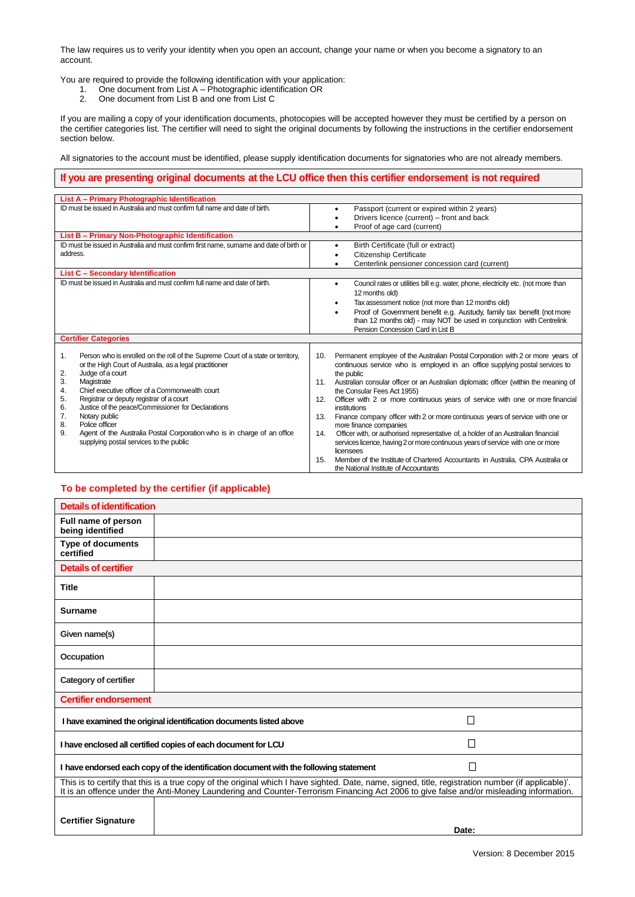The law requires us to verify your identity when you open an account, change your name or when you become a signatory to an account.

You are required to provide the following identification with your application:

1. One document from List A – Photographic identification OR
2. One document from List B and one from List C

If you are mailing a copy of your identification documents, photocopies will be accepted however they must be certified by a person on the certifier categories list. The certifier will need to sight the original documents by following the instructions in the certifier endorsement section below.

All signatories to the account must be identified, please supply identification documents for signatories who are not already members.

**If you are presenting original documents at the LCU office then this certifier endorsement is not required**

| | |
|---|---|
| **List A – Primary Photographic Identification** | |
| ID must be issued in Australia and must confirm full name and date of birth. | • Passport (current or expired within 2 years)<br>• Drivers licence (current) – front and back<br>• Proof of age card (current) |
| **List B – Primary Non-Photographic Identification** | |
| ID must be issued in Australia and must confirm first name, surname and date of birth or address. | • Birth Certificate (full or extract)<br>• Citizenship Certificate<br>• Centerlink pensioner concession card (current) |
| **List C – Secondary Identification** | |
| ID must be issued in Australia and must confirm full name and date of birth. | • Council rates or utilities bill e.g. water, phone, electricity etc. (not more than 12 months old)<br>• Tax assessment notice (not more than 12 months old)<br>• Proof of Government benefit e.g. Austudy, family tax benefit (not more than 12 months old) - may NOT be used in conjunction with Centrelink Pension Concession Card in List B |
| **Certifier Categories** | |
| 1. Person who is enrolled on the roll of the Supreme Court of a state or territory, or the High Court of Australia, as a legal practitioner<br>2. Judge of a court<br>3. Magistrate<br>4. Chief executive officer of a Commonwealth court<br>5. Registrar or deputy registrar of a court<br>6. Justice of the peace/Commissioner for Declarations<br>7. Notary public<br>8. Police officer<br>9. Agent of the Australia Postal Corporation who is in charge of an office supplying postal services to the public | 10. Permanent employee of the Australian Postal Corporation with 2 or more years of continuous service who is employed in an office supplying postal services to the public<br>11. Australian consular officer or an Australian diplomatic officer (within the meaning of the Consular Fees Act 1955)<br>12. Officer with 2 or more continuous years of service with one or more financial institutions<br>13. Finance company officer with 2 or more continuous years of service with one or more finance companies<br>14. Officer with, or authorised representative of, a holder of an Australian financial services licence, having 2 or more continuous years of service with one or more licensees<br>15. Member of the Institute of Chartered Accountants in Australia, CPA Australia or the National Institute of Accountants |

## To be completed by the certifier (if applicable)

| | |
|---|---|
| **Details of identification** | |
| **Full name of person being identified** | |
| **Type of documents certified** | |
| **Details of certifier** | |
| **Title** | |
| **Surname** | |
| **Given name(s)** | |
| **Occupation** | |
| **Category of certifier** | |
| **Certifier endorsement** | |
| **I have examined the original identification documents listed above** | ☐ |
| **I have enclosed all certified copies of each document for LCU** | ☐ |
| **I have endorsed each copy of the identification document with the following statement** | ☐ |
| This is to certify that this is a true copy of the original which I have sighted. Date, name, signed, title, registration number (if applicable)'. It is an offence under the Anti-Money Laundering and Counter-Terrorism Financing Act 2006 to give false and/or misleading information. | |
| **Certifier Signature** | **Date:** |

Version: 8 December 2015